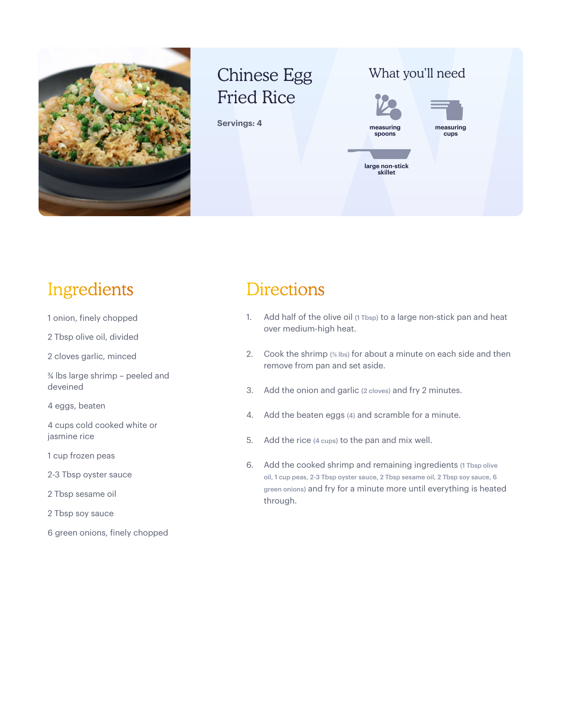# Chinese Egg Fried Rice

**Servings: 4**

## What you'll need

- measuring spoons
- measuring cups
- large non-stick skillet

## Ingredients

- 1 onion, finely chopped
- 2 Tbsp olive oil, divided
- 2 cloves garlic, minced
- ¾ lbs large shrimp – peeled and deveined
- 4 eggs, beaten
- 4 cups cold cooked white or jasmine rice
- 1 cup frozen peas
- 2-3 Tbsp oyster sauce
- 2 Tbsp sesame oil
- 2 Tbsp soy sauce
- 6 green onions, finely chopped

## Directions

1. Add half of the olive oil (1 Tbsp) to a large non-stick pan and heat over medium-high heat.
2. Cook the shrimp (¾ lbs) for about a minute on each side and then remove from pan and set aside.
3. Add the onion and garlic (2 cloves) and fry 2 minutes.
4. Add the beaten eggs (4) and scramble for a minute.
5. Add the rice (4 cups) to the pan and mix well.
6. Add the cooked shrimp and remaining ingredients (1 Tbsp olive oil, 1 cup peas, 2-3 Tbsp oyster sauce, 2 Tbsp sesame oil, 2 Tbsp soy sauce, 6 green onions) and fry for a minute more until everything is heated through.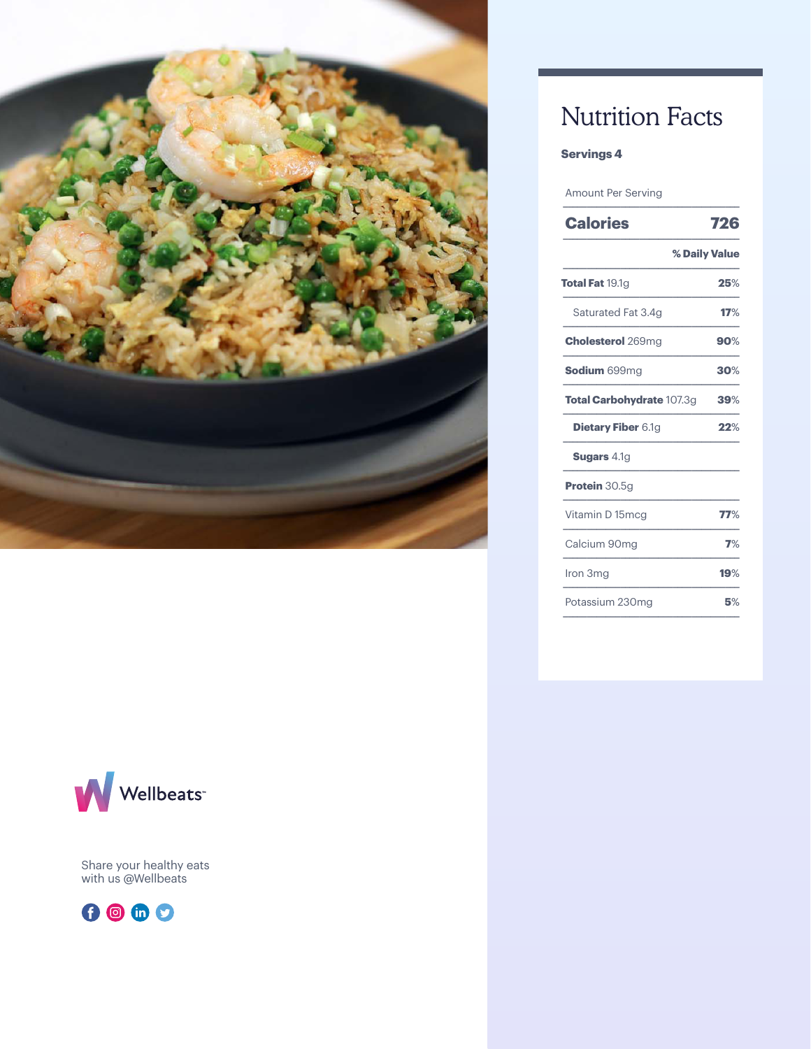# Nutrition Facts

**Servings 4**

| Amount Per Serving | |
|---|---|
| **Calories** | **726** |
| | **% Daily Value** |
| **Total Fat** 19.1g | **25%** |
| Saturated Fat 3.4g | **17%** |
| **Cholesterol** 269mg | **90%** |
| **Sodium** 699mg | **30%** |
| **Total Carbohydrate** 107.3g | **39%** |
| **Dietary Fiber** 6.1g | **22%** |
| **Sugars** 4.1g | |
| **Protein** 30.5g | |
| Vitamin D 15mcg | **77%** |
| Calcium 90mg | **7%** |
| Iron 3mg | **19%** |
| Potassium 230mg | **5%** |

Wellbeats™

Share your healthy eats
with us @Wellbeats